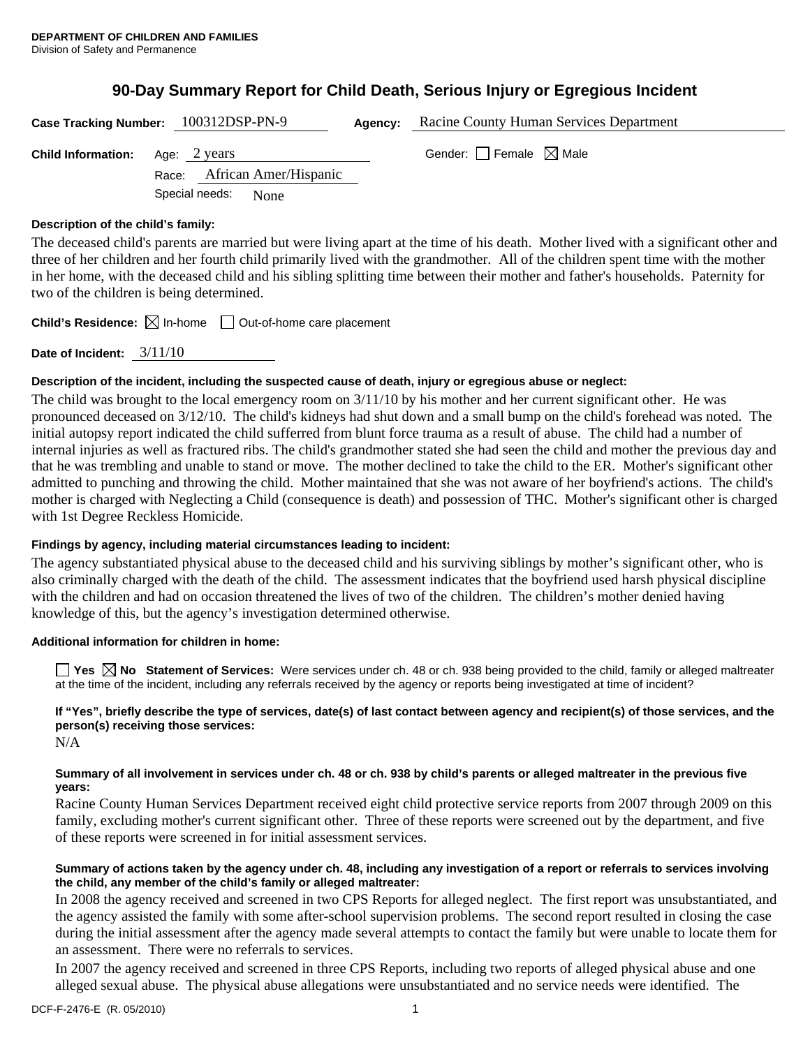**DEPARTMENT OF CHILDREN AND FAMILIES**
Division of Safety and Permanence

# 90-Day Summary Report for Child Death, Serious Injury or Egregious Incident

**Case Tracking Number:** 100312DSP-PN-9 **Agency:** Racine County Human Services Department

**Child Information:** Age: 2 years Gender: ☐ Female ☒ Male

Race: African Amer/Hispanic

Special needs: None

**Description of the child's family:**

The deceased child's parents are married but were living apart at the time of his death. Mother lived with a significant other and three of her children and her fourth child primarily lived with the grandmother. All of the children spent time with the mother in her home, with the deceased child and his sibling splitting time between their mother and father's households. Paternity for two of the children is being determined.

**Child's Residence:** ☒ In-home ☐ Out-of-home care placement

**Date of Incident:** 3/11/10

**Description of the incident, including the suspected cause of death, injury or egregious abuse or neglect:**

The child was brought to the local emergency room on 3/11/10 by his mother and her current significant other. He was pronounced deceased on 3/12/10. The child's kidneys had shut down and a small bump on the child's forehead was noted. The initial autopsy report indicated the child sufferred from blunt force trauma as a result of abuse. The child had a number of internal injuries as well as fractured ribs. The child's grandmother stated she had seen the child and mother the previous day and that he was trembling and unable to stand or move. The mother declined to take the child to the ER. Mother's significant other admitted to punching and throwing the child. Mother maintained that she was not aware of her boyfriend's actions. The child's mother is charged with Neglecting a Child (consequence is death) and possession of THC. Mother's significant other is charged with 1st Degree Reckless Homicide.

**Findings by agency, including material circumstances leading to incident:**

The agency substantiated physical abuse to the deceased child and his surviving siblings by mother's significant other, who is also criminally charged with the death of the child. The assessment indicates that the boyfriend used harsh physical discipline with the children and had on occasion threatened the lives of two of the children. The children's mother denied having knowledge of this, but the agency's investigation determined otherwise.

**Additional information for children in home:**

☐ **Yes** ☒ **No Statement of Services:** Were services under ch. 48 or ch. 938 being provided to the child, family or alleged maltreater at the time of the incident, including any referrals received by the agency or reports being investigated at time of incident?

**If "Yes", briefly describe the type of services, date(s) of last contact between agency and recipient(s) of those services, and the person(s) receiving those services:**

N/A

**Summary of all involvement in services under ch. 48 or ch. 938 by child's parents or alleged maltreater in the previous five years:**

Racine County Human Services Department received eight child protective service reports from 2007 through 2009 on this family, excluding mother's current significant other. Three of these reports were screened out by the department, and five of these reports were screened in for initial assessment services.

**Summary of actions taken by the agency under ch. 48, including any investigation of a report or referrals to services involving the child, any member of the child's family or alleged maltreater:**

In 2008 the agency received and screened in two CPS Reports for alleged neglect. The first report was unsubstantiated, and the agency assisted the family with some after-school supervision problems. The second report resulted in closing the case during the initial assessment after the agency made several attempts to contact the family but were unable to locate them for an assessment. There were no referrals to services.

In 2007 the agency received and screened in three CPS Reports, including two reports of alleged physical abuse and one alleged sexual abuse. The physical abuse allegations were unsubstantiated and no service needs were identified. The

DCF-F-2476-E (R. 05/2010)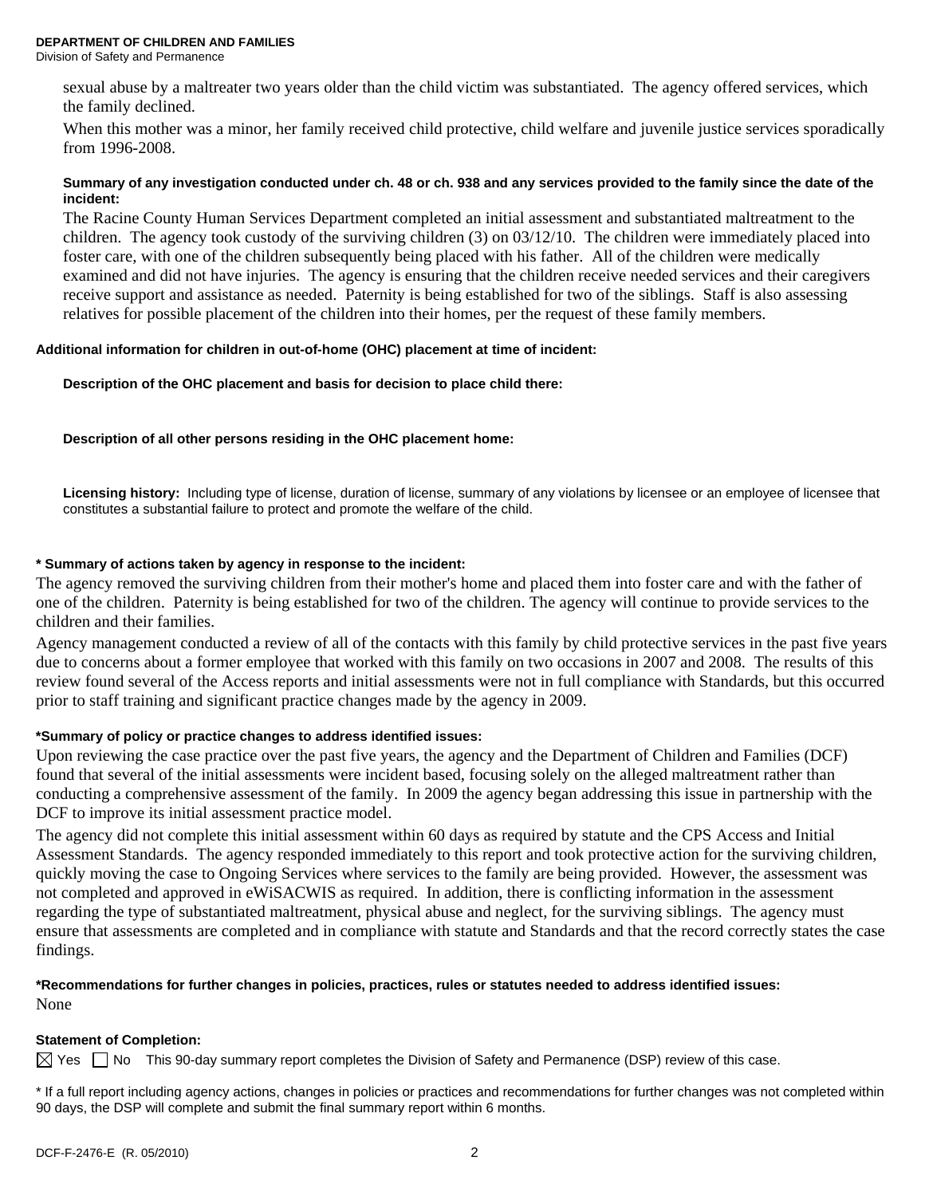sexual abuse by a maltreater two years older than the child victim was substantiated. The agency offered services, which the family declined.

When this mother was a minor, her family received child protective, child welfare and juvenile justice services sporadically from 1996-2008.

**Summary of any investigation conducted under ch. 48 or ch. 938 and any services provided to the family since the date of the incident:**

The Racine County Human Services Department completed an initial assessment and substantiated maltreatment to the children. The agency took custody of the surviving children (3) on 03/12/10. The children were immediately placed into foster care, with one of the children subsequently being placed with his father. All of the children were medically examined and did not have injuries. The agency is ensuring that the children receive needed services and their caregivers receive support and assistance as needed. Paternity is being established for two of the siblings. Staff is also assessing relatives for possible placement of the children into their homes, per the request of these family members.

**Additional information for children in out-of-home (OHC) placement at time of incident:**

**Description of the OHC placement and basis for decision to place child there:**

**Description of all other persons residing in the OHC placement home:**

**Licensing history:** Including type of license, duration of license, summary of any violations by licensee or an employee of licensee that constitutes a substantial failure to protect and promote the welfare of the child.

**\* Summary of actions taken by agency in response to the incident:**

The agency removed the surviving children from their mother's home and placed them into foster care and with the father of one of the children. Paternity is being established for two of the children. The agency will continue to provide services to the children and their families.

Agency management conducted a review of all of the contacts with this family by child protective services in the past five years due to concerns about a former employee that worked with this family on two occasions in 2007 and 2008. The results of this review found several of the Access reports and initial assessments were not in full compliance with Standards, but this occurred prior to staff training and significant practice changes made by the agency in 2009.

**\*Summary of policy or practice changes to address identified issues:**

Upon reviewing the case practice over the past five years, the agency and the Department of Children and Families (DCF) found that several of the initial assessments were incident based, focusing solely on the alleged maltreatment rather than conducting a comprehensive assessment of the family. In 2009 the agency began addressing this issue in partnership with the DCF to improve its initial assessment practice model.

The agency did not complete this initial assessment within 60 days as required by statute and the CPS Access and Initial Assessment Standards. The agency responded immediately to this report and took protective action for the surviving children, quickly moving the case to Ongoing Services where services to the family are being provided. However, the assessment was not completed and approved in eWiSACWIS as required. In addition, there is conflicting information in the assessment regarding the type of substantiated maltreatment, physical abuse and neglect, for the surviving siblings. The agency must ensure that assessments are completed and in compliance with statute and Standards and that the record correctly states the case findings.

**\*Recommendations for further changes in policies, practices, rules or statutes needed to address identified issues:**

None

**Statement of Completion:**

☒ Yes ☐ No This 90-day summary report completes the Division of Safety and Permanence (DSP) review of this case.

\* If a full report including agency actions, changes in policies or practices and recommendations for further changes was not completed within 90 days, the DSP will complete and submit the final summary report within 6 months.

DCF-F-2476-E (R. 05/2010)